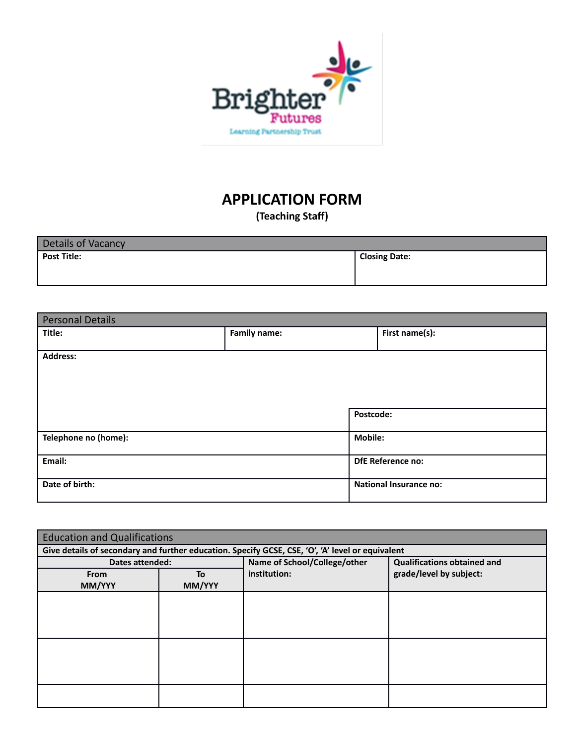Brighter Futures
Learning Partnership Trust

# APPLICATION FORM

**(Teaching Staff)**

| Details of Vacancy | |
|---|---|
| **Post Title:** | **Closing Date:** |

| Personal Details | | |
|---|---|---|
| **Title:** | **Family name:** | **First name(s):** |
| **Address:** | | |
| | **Postcode:** | |
| **Telephone no (home):** | **Mobile:** | |
| **Email:** | **DfE Reference no:** | |
| **Date of birth:** | **National Insurance no:** | |

| Education and Qualifications | | | |
|---|---|---|---|
| **Give details of secondary and further education. Specify GCSE, CSE, 'O', 'A' level or equivalent** | | | |
| **Dates attended:** | | **Name of School/College/other institution:** | **Qualifications obtained and grade/level by subject:** |
| **From MM/YYY** | **To MM/YYY** | | |
| | | | |
| | | | |
| | | | |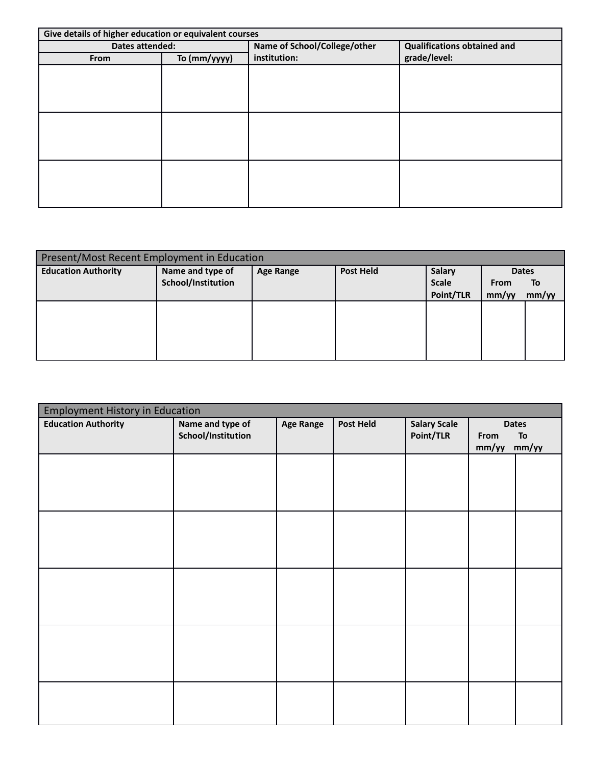| Give details of higher education or equivalent courses | | | |
|---|---|---|---|
| Dates attended: | | Name of School/College/other institution: | Qualifications obtained and grade/level: |
| From | To (mm/yyyy) | | |
| | | | |
| | | | |
| | | | |

| Present/Most Recent Employment in Education | | | | | | |
|---|---|---|---|---|---|---|
| Education Authority | Name and type of School/Institution | Age Range | Post Held | Salary Scale Point/TLR | Dates From mm/yy | To mm/yy |
| | | | | | | |

| Employment History in Education | | | | | | |
|---|---|---|---|---|---|---|
| Education Authority | Name and type of School/Institution | Age Range | Post Held | Salary Scale Point/TLR | Dates From mm/yy | To mm/yy |
| | | | | | | |
| | | | | | | |
| | | | | | | |
| | | | | | | |
| | | | | | | |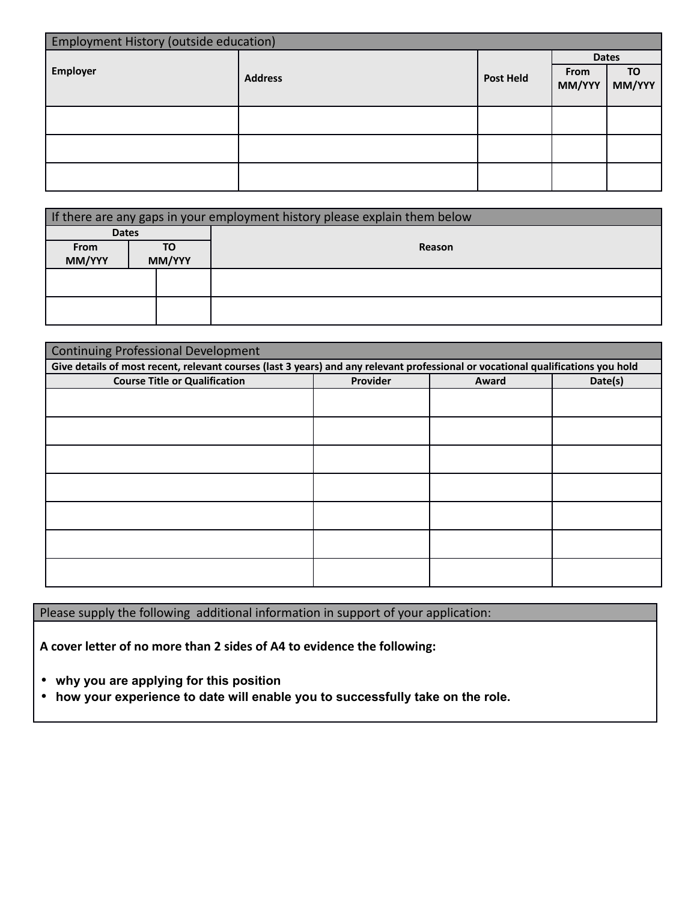## Employment History (outside education)

| Employer | Address | Post Held | Dates | |
|---|---|---|---|---|
| | | | From MM/YYY | TO MM/YYY |
| | | | | |
| | | | | |
| | | | | |

## If there are any gaps in your employment history please explain them below

| Dates | | Reason |
|---|---|---|
| From MM/YYY | TO MM/YYY | |
| | | |
| | | |

## Continuing Professional Development

**Give details of most recent, relevant courses (last 3 years) and any relevant professional or vocational qualifications you hold**

| Course Title or Qualification | Provider | Award | Date(s) |
|---|---|---|---|
| | | | |
| | | | |
| | | | |
| | | | |
| | | | |
| | | | |
| | | | |

## Please supply the following additional information in support of your application:

**A cover letter of no more than 2 sides of A4 to evidence the following:**

- **why you are applying for this position**
- **how your experience to date will enable you to successfully take on the role.**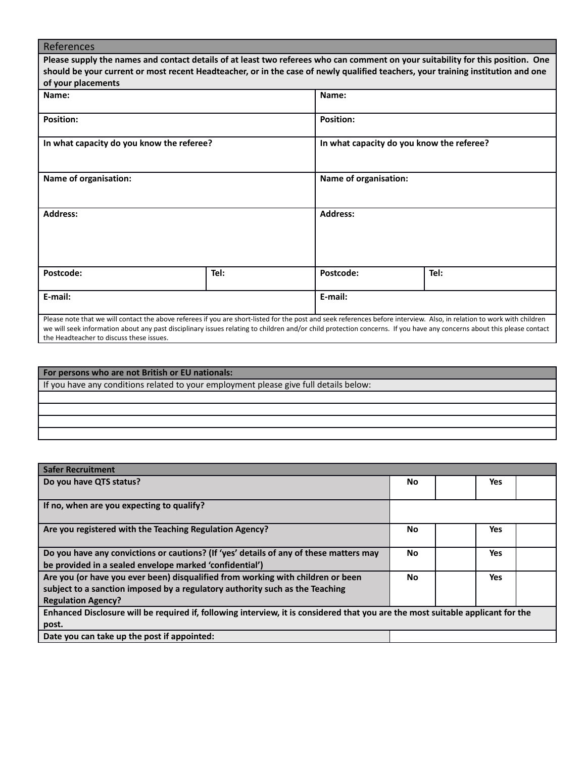## References

**Please supply the names and contact details of at least two referees who can comment on your suitability for this position. One should be your current or most recent Headteacher, or in the case of newly qualified teachers, your training institution and one of your placements**

| | | | |
|---|---|---|---|
| **Name:** | | **Name:** | |
| **Position:** | | **Position:** | |
| **In what capacity do you know the referee?** | | **In what capacity do you know the referee?** | |
| **Name of organisation:** | | **Name of organisation:** | |
| **Address:** | | **Address:** | |
| **Postcode:** | **Tel:** | **Postcode:** | **Tel:** |
| **E-mail:** | | **E-mail:** | |

Please note that we will contact the above referees if you are short-listed for the post and seek references before interview. Also, in relation to work with children we will seek information about any past disciplinary issues relating to children and/or child protection concerns. If you have any concerns about this please contact the Headteacher to discuss these issues.

## For persons who are not British or EU nationals:

If you have any conditions related to your employment please give full details below:

| |
|---|
| |
| |
| |
| |

## Safer Recruitment

| | | | | |
|---|---|---|---|---|
| **Do you have QTS status?** | **No** | | **Yes** | |
| **If no, when are you expecting to qualify?** | | | | |
| **Are you registered with the Teaching Regulation Agency?** | **No** | | **Yes** | |
| **Do you have any convictions or cautions? (If 'yes' details of any of these matters may be provided in a sealed envelope marked 'confidential')** | **No** | | **Yes** | |
| **Are you (or have you ever been) disqualified from working with children or been subject to a sanction imposed by a regulatory authority such as the Teaching Regulation Agency?** | **No** | | **Yes** | |
| **Enhanced Disclosure will be required if, following interview, it is considered that you are the most suitable applicant for the post.** | | | | |
| **Date you can take up the post if appointed:** | | | | |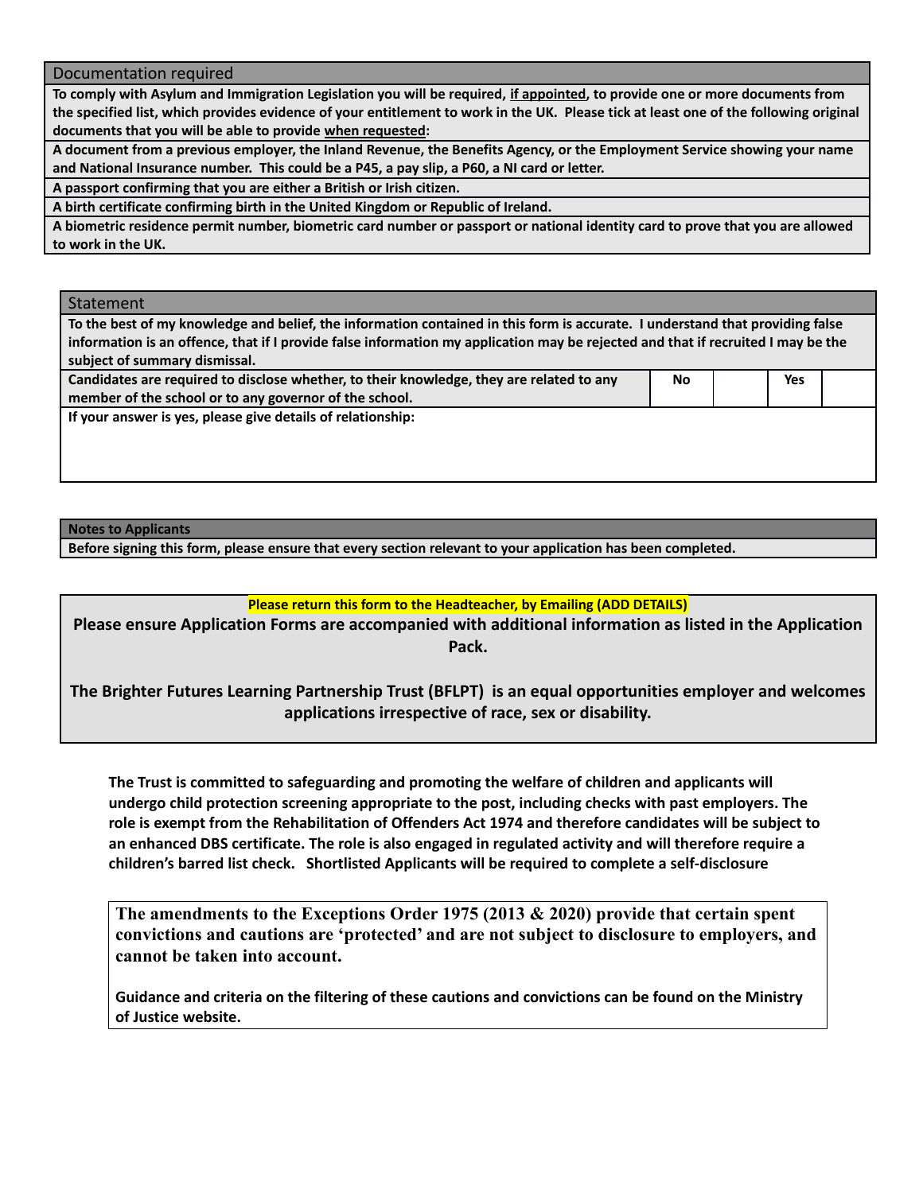| Documentation required |
| --- |
| **To comply with Asylum and Immigration Legislation you will be required, if appointed, to provide one or more documents from the specified list, which provides evidence of your entitlement to work in the UK. Please tick at least one of the following original documents that you will be able to provide when requested:** |
| **A document from a previous employer, the Inland Revenue, the Benefits Agency, or the Employment Service showing your name and National Insurance number. This could be a P45, a pay slip, a P60, a NI card or letter.** |
| **A passport confirming that you are either a British or Irish citizen.** |
| **A birth certificate confirming birth in the United Kingdom or Republic of Ireland.** |
| **A biometric residence permit number, biometric card number or passport or national identity card to prove that you are allowed to work in the UK.** |

| Statement | | | | |
| --- | --- | --- | --- | --- |
| **To the best of my knowledge and belief, the information contained in this form is accurate. I understand that providing false information is an offence, that if I provide false information my application may be rejected and that if recruited I may be the subject of summary dismissal.** | | | | |
| **Candidates are required to disclose whether, to their knowledge, they are related to any member of the school or to any governor of the school.** | **No** | | **Yes** | |
| **If your answer is yes, please give details of relationship:** | | | | |

| **Notes to Applicants** |
| --- |
| **Before signing this form, please ensure that every section relevant to your application has been completed.** |

**Please return this form to the Headteacher, by Emailing (ADD DETAILS)**

**Please ensure Application Forms are accompanied with additional information as listed in the Application Pack.**

**The Brighter Futures Learning Partnership Trust (BFLPT) is an equal opportunities employer and welcomes applications irrespective of race, sex or disability.**

**The Trust is committed to safeguarding and promoting the welfare of children and applicants will undergo child protection screening appropriate to the post, including checks with past employers. The role is exempt from the Rehabilitation of Offenders Act 1974 and therefore candidates will be subject to an enhanced DBS certificate. The role is also engaged in regulated activity and will therefore require a children's barred list check. Shortlisted Applicants will be required to complete a self-disclosure**

**The amendments to the Exceptions Order 1975 (2013 & 2020) provide that certain spent convictions and cautions are 'protected' and are not subject to disclosure to employers, and cannot be taken into account.**

**Guidance and criteria on the filtering of these cautions and convictions can be found on the Ministry of Justice website.**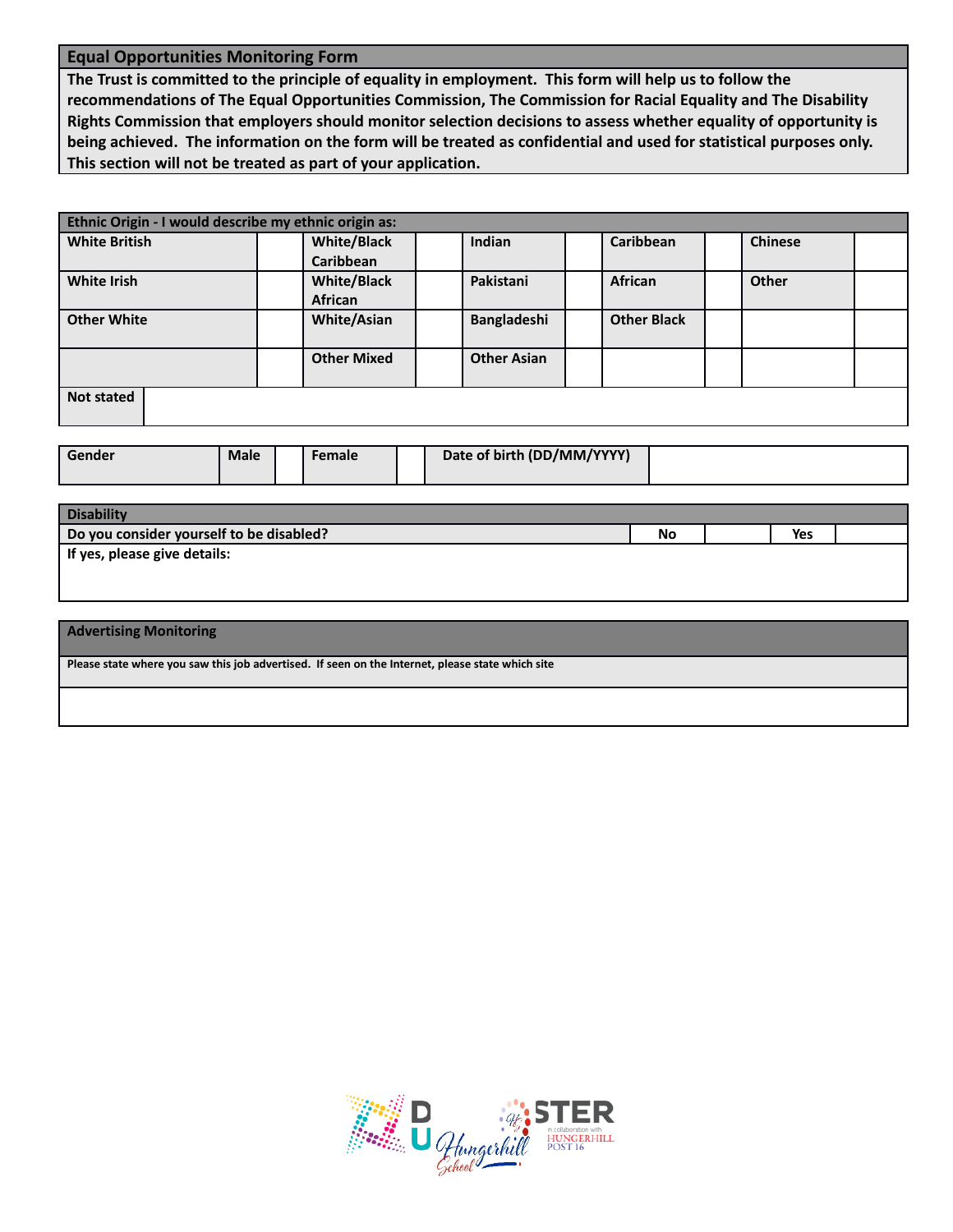## Equal Opportunities Monitoring Form

**The Trust is committed to the principle of equality in employment. This form will help us to follow the recommendations of The Equal Opportunities Commission, The Commission for Racial Equality and The Disability Rights Commission that employers should monitor selection decisions to assess whether equality of opportunity is being achieved. The information on the form will be treated as confidential and used for statistical purposes only. This section will not be treated as part of your application.**

| Ethnic Origin - I would describe my ethnic origin as: | | | | | | | | | |
|---|---|---|---|---|---|---|---|---|---|
| White British | | White/Black Caribbean | | Indian | | Caribbean | | Chinese | |
| White Irish | | White/Black African | | Pakistani | | African | | Other | |
| Other White | | White/Asian | | Bangladeshi | | Other Black | | | |
| | | Other Mixed | | Other Asian | | | | | |
| Not stated | | | | | | | | | |

| Gender | Male | | Female | | Date of birth (DD/MM/YYYY) | |
|---|---|---|---|---|---|---|

| Disability | | | | |
|---|---|---|---|---|
| Do you consider yourself to be disabled? | No | | Yes | |
| If yes, please give details: | | | | |

| Advertising Monitoring |
|---|
| Please state where you saw this job advertised. If seen on the Internet, please state which site |
| |